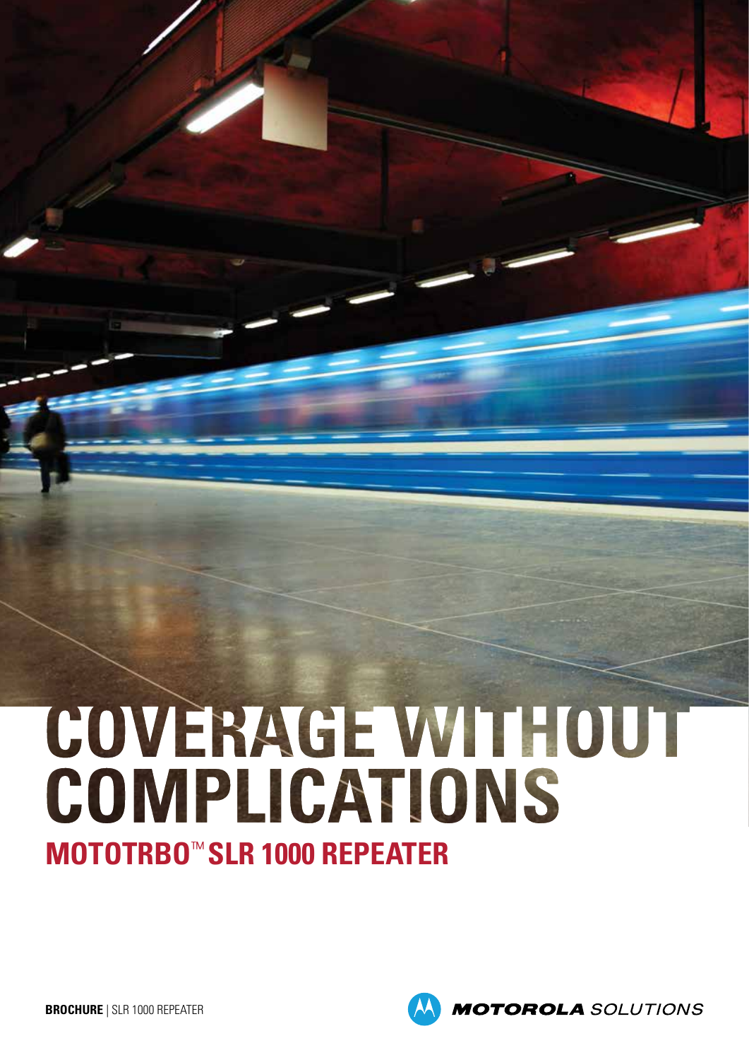# COVERAGE WITHOUT COMPLICATIONS

## MOTOTRBO™ SLR 1000 REPEATER

**BROCHURE** | SLR 1000 REPEATER

MOTOROLA SOLUTIONS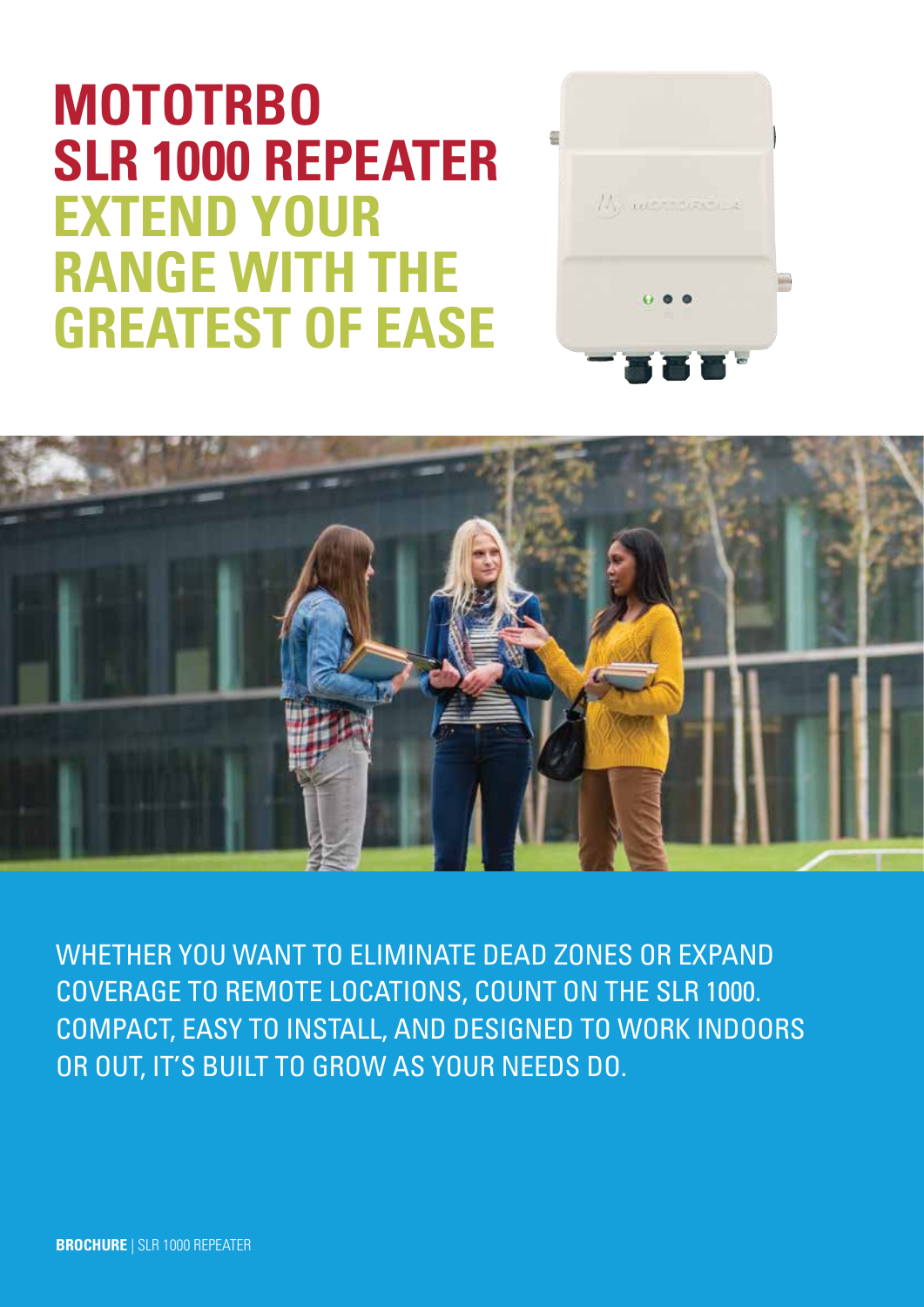# MOTOTRBO SLR 1000 REPEATER

## EXTEND YOUR RANGE WITH THE GREATEST OF EASE

WHETHER YOU WANT TO ELIMINATE DEAD ZONES OR EXPAND COVERAGE TO REMOTE LOCATIONS, COUNT ON THE SLR 1000. COMPACT, EASY TO INSTALL, AND DESIGNED TO WORK INDOORS OR OUT, IT'S BUILT TO GROW AS YOUR NEEDS DO.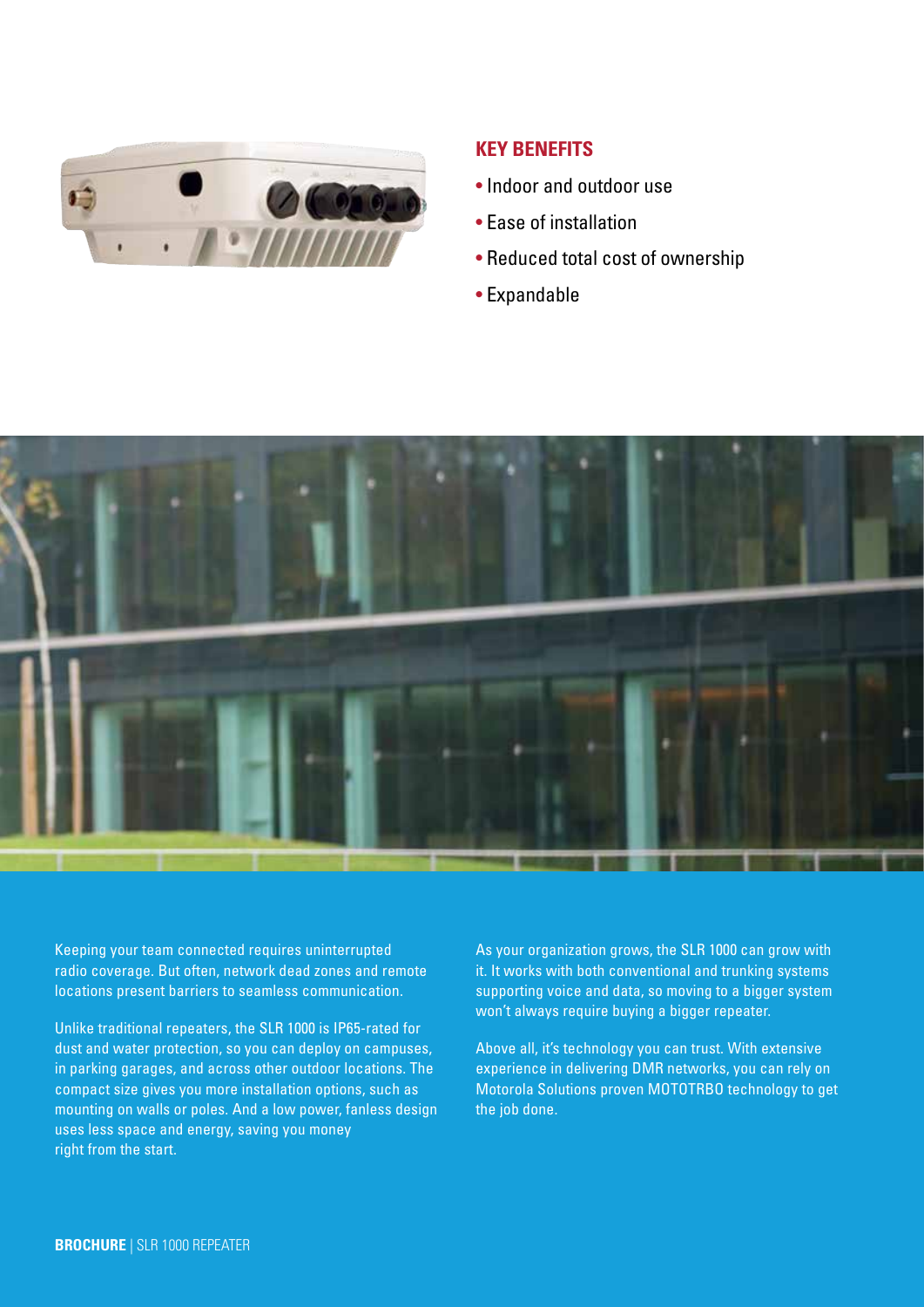## KEY BENEFITS

- Indoor and outdoor use
- Ease of installation
- Reduced total cost of ownership
- Expandable

Keeping your team connected requires uninterrupted radio coverage. But often, network dead zones and remote locations present barriers to seamless communication.

Unlike traditional repeaters, the SLR 1000 is IP65-rated for dust and water protection, so you can deploy on campuses, in parking garages, and across other outdoor locations. The compact size gives you more installation options, such as mounting on walls or poles. And a low power, fanless design uses less space and energy, saving you money right from the start.

As your organization grows, the SLR 1000 can grow with it. It works with both conventional and trunking systems supporting voice and data, so moving to a bigger system won't always require buying a bigger repeater.

Above all, it's technology you can trust. With extensive experience in delivering DMR networks, you can rely on Motorola Solutions proven MOTOTRBO technology to get the job done.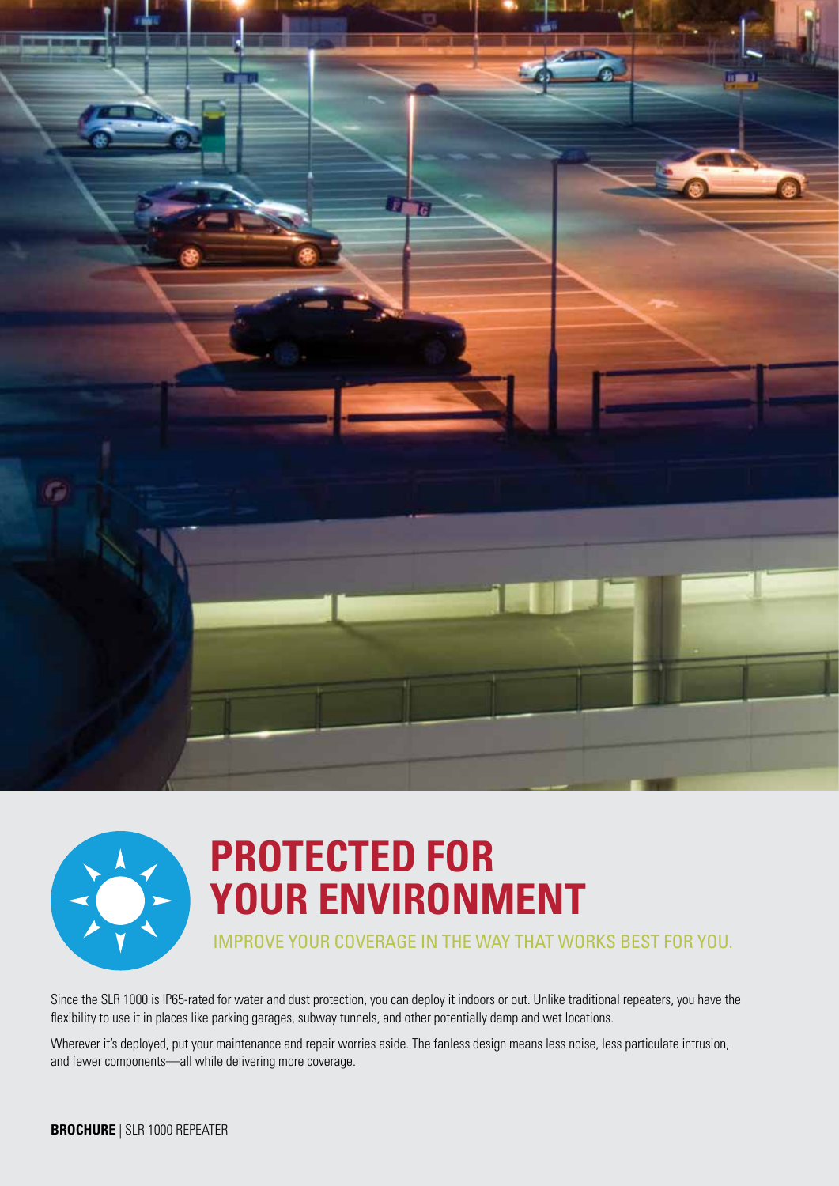# PROTECTED FOR YOUR ENVIRONMENT

IMPROVE YOUR COVERAGE IN THE WAY THAT WORKS BEST FOR YOU.

Since the SLR 1000 is IP65-rated for water and dust protection, you can deploy it indoors or out. Unlike traditional repeaters, you have the flexibility to use it in places like parking garages, subway tunnels, and other potentially damp and wet locations.

Wherever it's deployed, put your maintenance and repair worries aside. The fanless design means less noise, less particulate intrusion, and fewer components—all while delivering more coverage.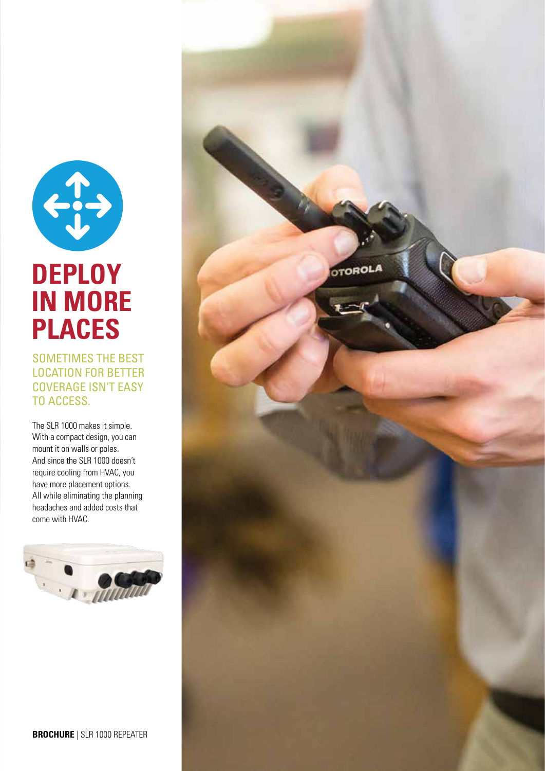# DEPLOY IN MORE PLACES

## SOMETIMES THE BEST LOCATION FOR BETTER COVERAGE ISN'T EASY TO ACCESS.

The SLR 1000 makes it simple. With a compact design, you can mount it on walls or poles. And since the SLR 1000 doesn't require cooling from HVAC, you have more placement options. All while eliminating the planning headaches and added costs that come with HVAC.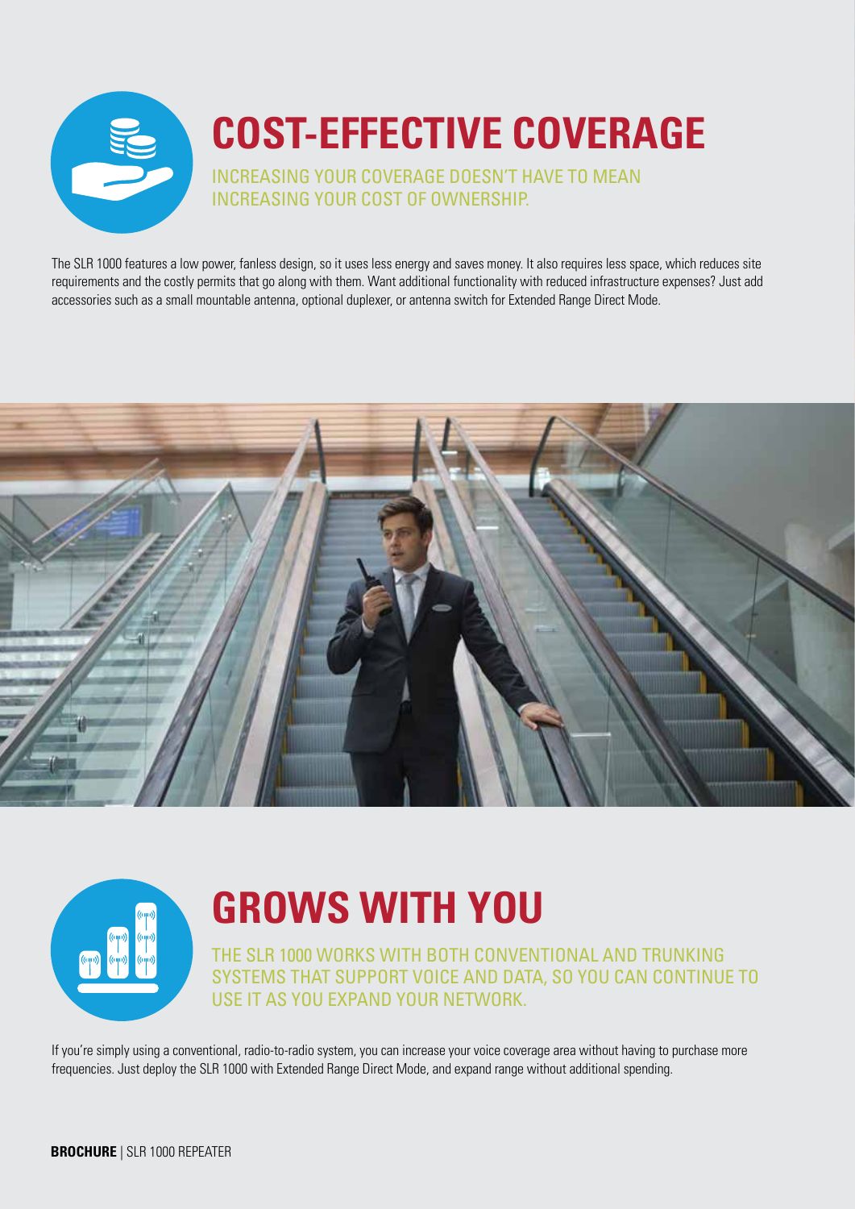# COST-EFFECTIVE COVERAGE

INCREASING YOUR COVERAGE DOESN'T HAVE TO MEAN INCREASING YOUR COST OF OWNERSHIP.

The SLR 1000 features a low power, fanless design, so it uses less energy and saves money. It also requires less space, which reduces site requirements and the costly permits that go along with them. Want additional functionality with reduced infrastructure expenses? Just add accessories such as a small mountable antenna, optional duplexer, or antenna switch for Extended Range Direct Mode.

# GROWS WITH YOU

THE SLR 1000 WORKS WITH BOTH CONVENTIONAL AND TRUNKING SYSTEMS THAT SUPPORT VOICE AND DATA, SO YOU CAN CONTINUE TO USE IT AS YOU EXPAND YOUR NETWORK.

If you're simply using a conventional, radio-to-radio system, you can increase your voice coverage area without having to purchase more frequencies. Just deploy the SLR 1000 with Extended Range Direct Mode, and expand range without additional spending.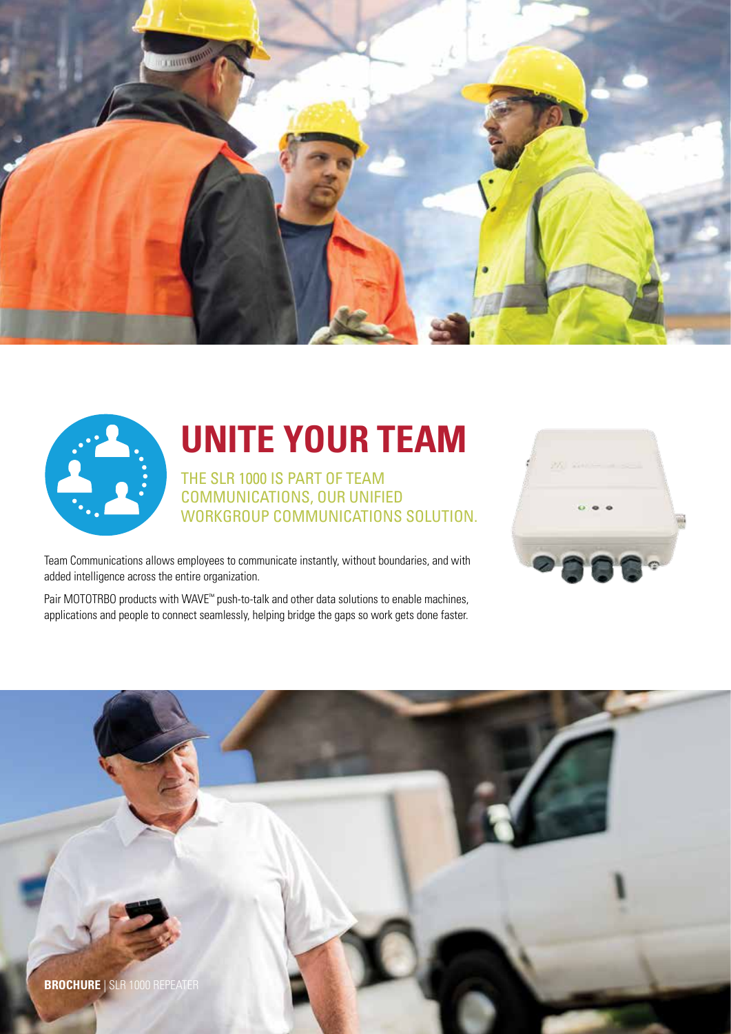# UNITE YOUR TEAM

THE SLR 1000 IS PART OF TEAM COMMUNICATIONS, OUR UNIFIED WORKGROUP COMMUNICATIONS SOLUTION.

Team Communications allows employees to communicate instantly, without boundaries, and with added intelligence across the entire organization.

Pair MOTOTRBO products with WAVE™ push-to-talk and other data solutions to enable machines, applications and people to connect seamlessly, helping bridge the gaps so work gets done faster.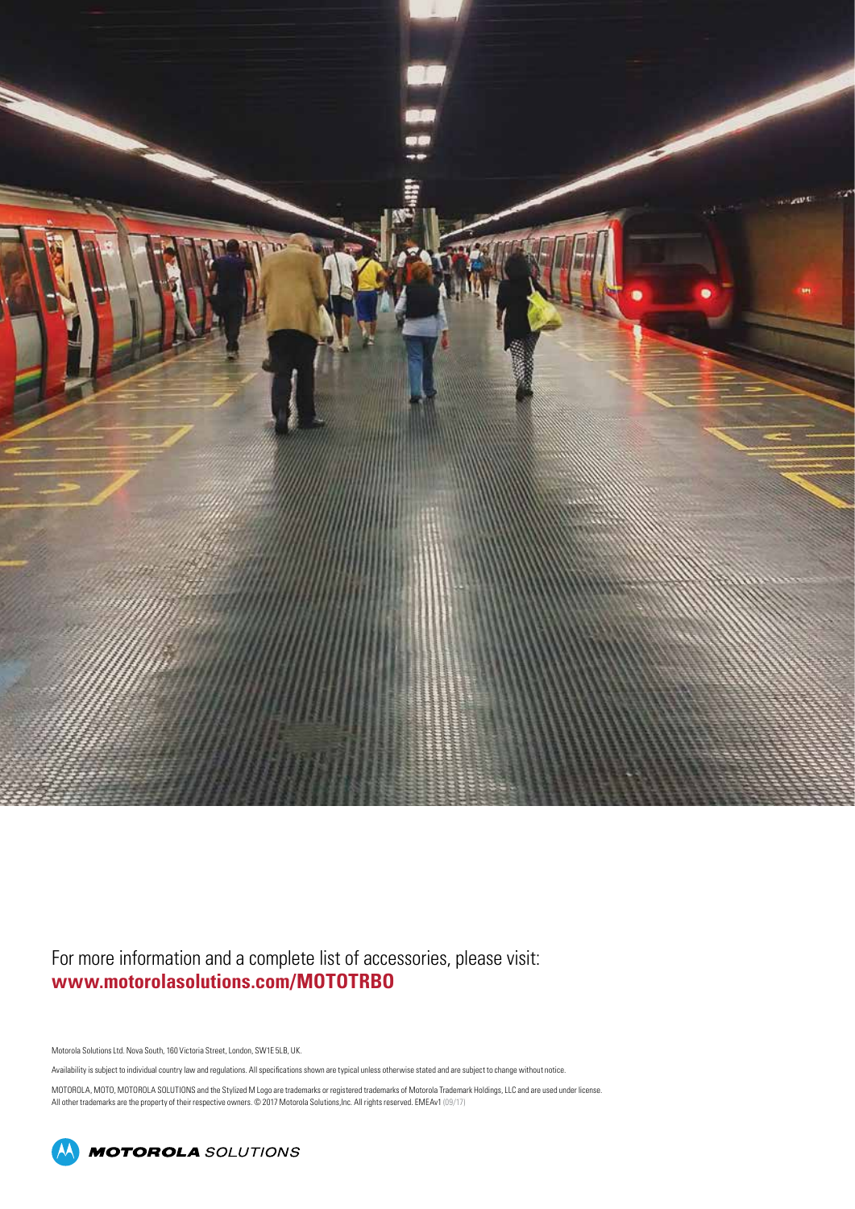For more information and a complete list of accessories, please visit:
**www.motorolasolutions.com/MOTOTRBO**

Motorola Solutions Ltd. Nova South, 160 Victoria Street, London, SW1E 5LB, UK.

Availability is subject to individual country law and regulations. All specifications shown are typical unless otherwise stated and are subject to change without notice.

MOTOROLA, MOTO, MOTOROLA SOLUTIONS and the Stylized M Logo are trademarks or registered trademarks of Motorola Trademark Holdings, LLC and are used under license. All other trademarks are the property of their respective owners. © 2017 Motorola Solutions,Inc. All rights reserved. EMEAv1 (09/17)

MOTOROLA SOLUTIONS